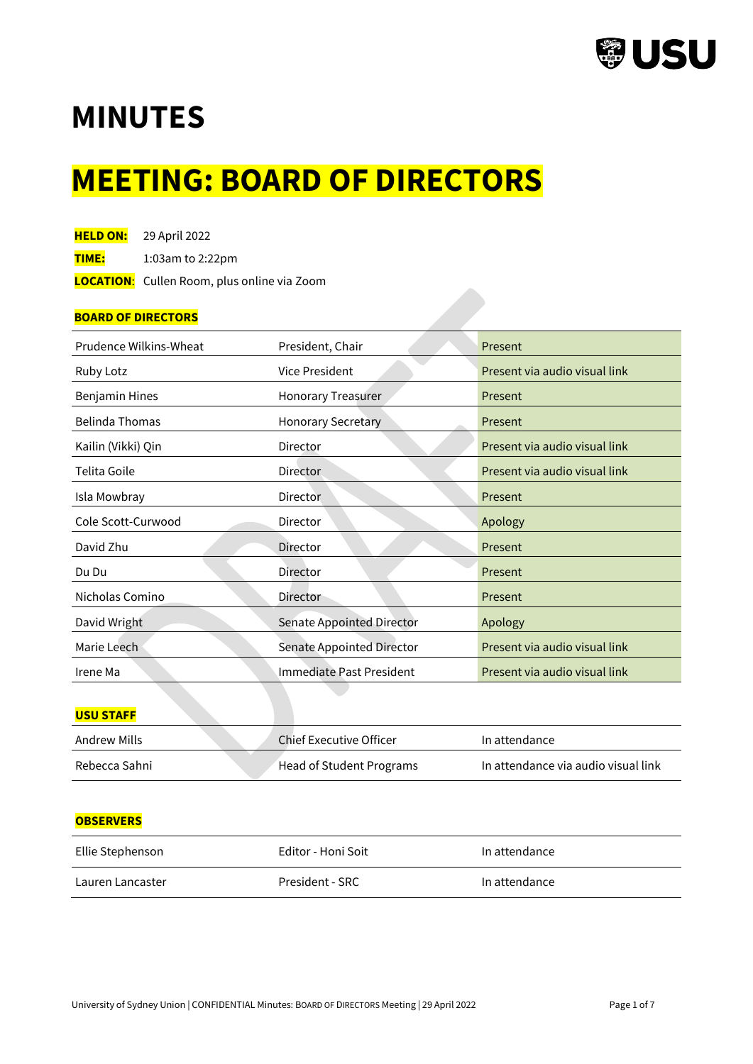# MINUTES

# MEETING: BOARD OF DIRECTORS

**HELD ON:** 29 April 2022

**TIME:** 1:03am to 2:22pm

**LOCATION**: Cullen Room, plus online via Zoom

**BOARD OF DIRECTORS**

| | | |
|---|---|---|
| Prudence Wilkins-Wheat | President, Chair | Present |
| Ruby Lotz | Vice President | Present via audio visual link |
| Benjamin Hines | Honorary Treasurer | Present |
| Belinda Thomas | Honorary Secretary | Present |
| Kailin (Vikki) Qin | Director | Present via audio visual link |
| Telita Goile | Director | Present via audio visual link |
| Isla Mowbray | Director | Present |
| Cole Scott-Curwood | Director | Apology |
| David Zhu | Director | Present |
| Du Du | Director | Present |
| Nicholas Comino | Director | Present |
| David Wright | Senate Appointed Director | Apology |
| Marie Leech | Senate Appointed Director | Present via audio visual link |
| Irene Ma | Immediate Past President | Present via audio visual link |

**USU STAFF**

| | | |
|---|---|---|
| Andrew Mills | Chief Executive Officer | In attendance |
| Rebecca Sahni | Head of Student Programs | In attendance via audio visual link |

**OBSERVERS**

| | | |
|---|---|---|
| Ellie Stephenson | Editor - Honi Soit | In attendance |
| Lauren Lancaster | President - SRC | In attendance |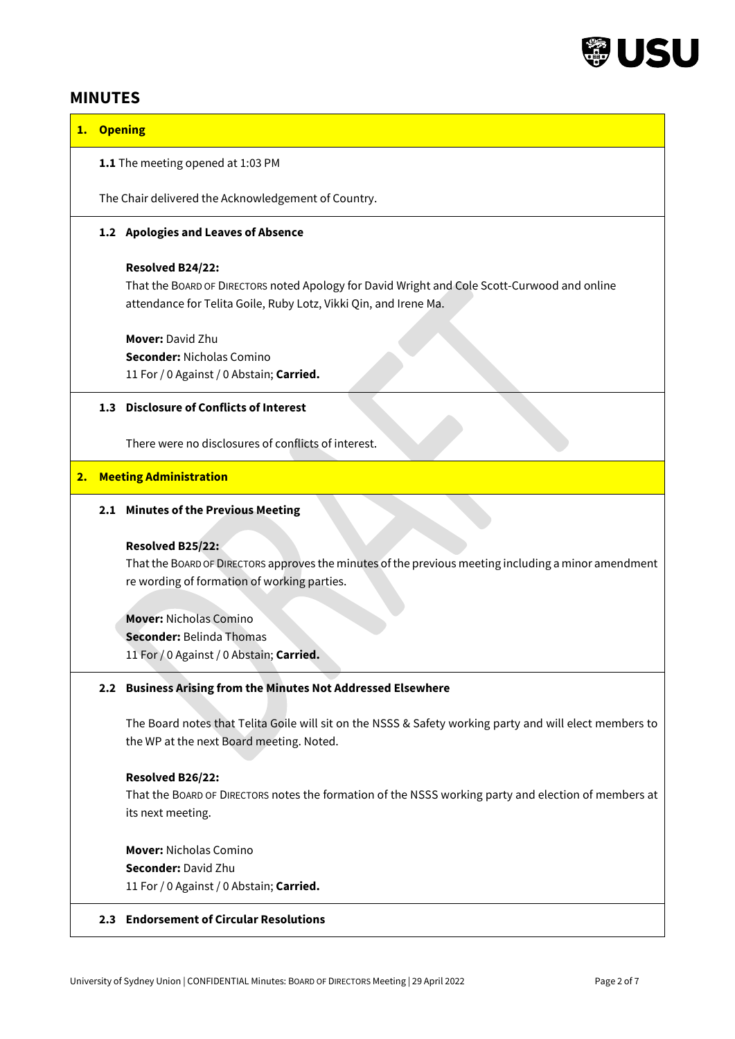## MINUTES

### 1. Opening

**1.1** The meeting opened at 1:03 PM

The Chair delivered the Acknowledgement of Country.

#### 1.2 Apologies and Leaves of Absence

**Resolved B24/22:**
That the BOARD OF DIRECTORS noted Apology for David Wright and Cole Scott-Curwood and online attendance for Telita Goile, Ruby Lotz, Vikki Qin, and Irene Ma.

**Mover:** David Zhu
**Seconder:** Nicholas Comino
11 For / 0 Against / 0 Abstain; **Carried.**

#### 1.3 Disclosure of Conflicts of Interest

There were no disclosures of conflicts of interest.

### 2. Meeting Administration

#### 2.1 Minutes of the Previous Meeting

**Resolved B25/22:**
That the BOARD OF DIRECTORS approves the minutes of the previous meeting including a minor amendment re wording of formation of working parties.

**Mover:** Nicholas Comino
**Seconder:** Belinda Thomas
11 For / 0 Against / 0 Abstain; **Carried.**

#### 2.2 Business Arising from the Minutes Not Addressed Elsewhere

The Board notes that Telita Goile will sit on the NSSS & Safety working party and will elect members to the WP at the next Board meeting. Noted.

**Resolved B26/22:**
That the BOARD OF DIRECTORS notes the formation of the NSSS working party and election of members at its next meeting.

**Mover:** Nicholas Comino
**Seconder:** David Zhu
11 For / 0 Against / 0 Abstain; **Carried.**

#### 2.3 Endorsement of Circular Resolutions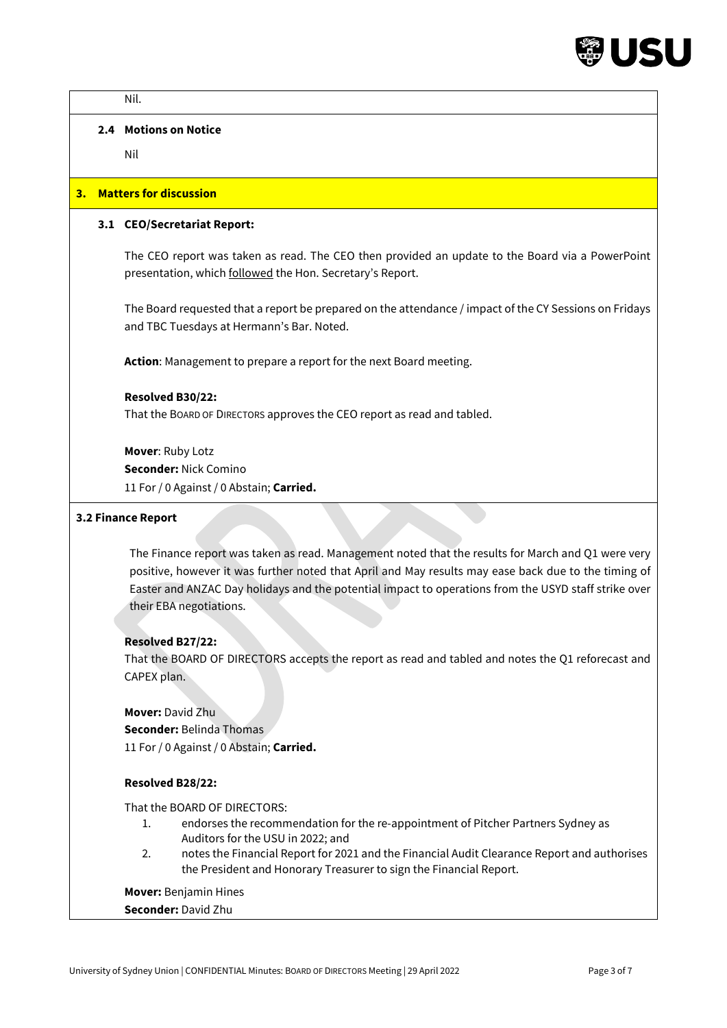Nil.

### 2.4 Motions on Notice

Nil

## 3. Matters for discussion

### 3.1 CEO/Secretariat Report:

The CEO report was taken as read. The CEO then provided an update to the Board via a PowerPoint presentation, which followed the Hon. Secretary's Report.

The Board requested that a report be prepared on the attendance / impact of the CY Sessions on Fridays and TBC Tuesdays at Hermann's Bar. Noted.

**Action**: Management to prepare a report for the next Board meeting.

**Resolved B30/22:**
That the BOARD OF DIRECTORS approves the CEO report as read and tabled.

**Mover**: Ruby Lotz
**Seconder:** Nick Comino
11 For / 0 Against / 0 Abstain; **Carried.**

### 3.2 Finance Report

The Finance report was taken as read. Management noted that the results for March and Q1 were very positive, however it was further noted that April and May results may ease back due to the timing of Easter and ANZAC Day holidays and the potential impact to operations from the USYD staff strike over their EBA negotiations.

**Resolved B27/22:**
That the BOARD OF DIRECTORS accepts the report as read and tabled and notes the Q1 reforecast and CAPEX plan.

**Mover:** David Zhu
**Seconder:** Belinda Thomas
11 For / 0 Against / 0 Abstain; **Carried.**

**Resolved B28/22:**

That the BOARD OF DIRECTORS:

1. endorses the recommendation for the re-appointment of Pitcher Partners Sydney as Auditors for the USU in 2022; and
2. notes the Financial Report for 2021 and the Financial Audit Clearance Report and authorises the President and Honorary Treasurer to sign the Financial Report.

**Mover:** Benjamin Hines
**Seconder:** David Zhu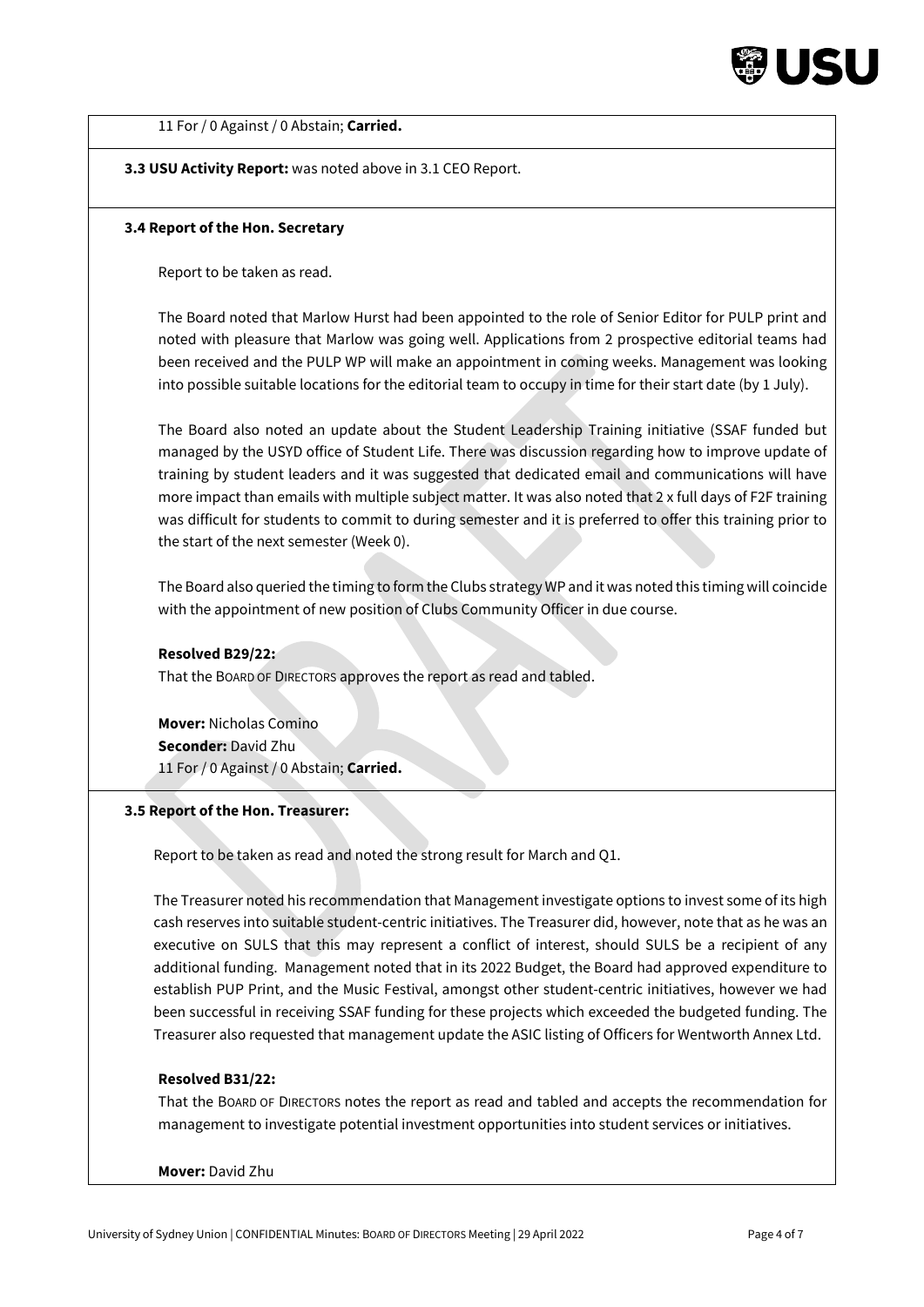11 For / 0 Against / 0 Abstain; **Carried.**

**3.3 USU Activity Report:** was noted above in 3.1 CEO Report.

**3.4 Report of the Hon. Secretary**

Report to be taken as read.

The Board noted that Marlow Hurst had been appointed to the role of Senior Editor for PULP print and noted with pleasure that Marlow was going well. Applications from 2 prospective editorial teams had been received and the PULP WP will make an appointment in coming weeks. Management was looking into possible suitable locations for the editorial team to occupy in time for their start date (by 1 July).

The Board also noted an update about the Student Leadership Training initiative (SSAF funded but managed by the USYD office of Student Life. There was discussion regarding how to improve update of training by student leaders and it was suggested that dedicated email and communications will have more impact than emails with multiple subject matter. It was also noted that 2 x full days of F2F training was difficult for students to commit to during semester and it is preferred to offer this training prior to the start of the next semester (Week 0).

The Board also queried the timing to form the Clubs strategy WP and it was noted this timing will coincide with the appointment of new position of Clubs Community Officer in due course.

**Resolved B29/22:**
That the BOARD OF DIRECTORS approves the report as read and tabled.

**Mover:** Nicholas Comino
**Seconder:** David Zhu
11 For / 0 Against / 0 Abstain; **Carried.**

**3.5 Report of the Hon. Treasurer:**

Report to be taken as read and noted the strong result for March and Q1.

The Treasurer noted his recommendation that Management investigate options to invest some of its high cash reserves into suitable student-centric initiatives. The Treasurer did, however, note that as he was an executive on SULS that this may represent a conflict of interest, should SULS be a recipient of any additional funding. Management noted that in its 2022 Budget, the Board had approved expenditure to establish PUP Print, and the Music Festival, amongst other student-centric initiatives, however we had been successful in receiving SSAF funding for these projects which exceeded the budgeted funding. The Treasurer also requested that management update the ASIC listing of Officers for Wentworth Annex Ltd.

**Resolved B31/22:**
That the BOARD OF DIRECTORS notes the report as read and tabled and accepts the recommendation for management to investigate potential investment opportunities into student services or initiatives.

**Mover:** David Zhu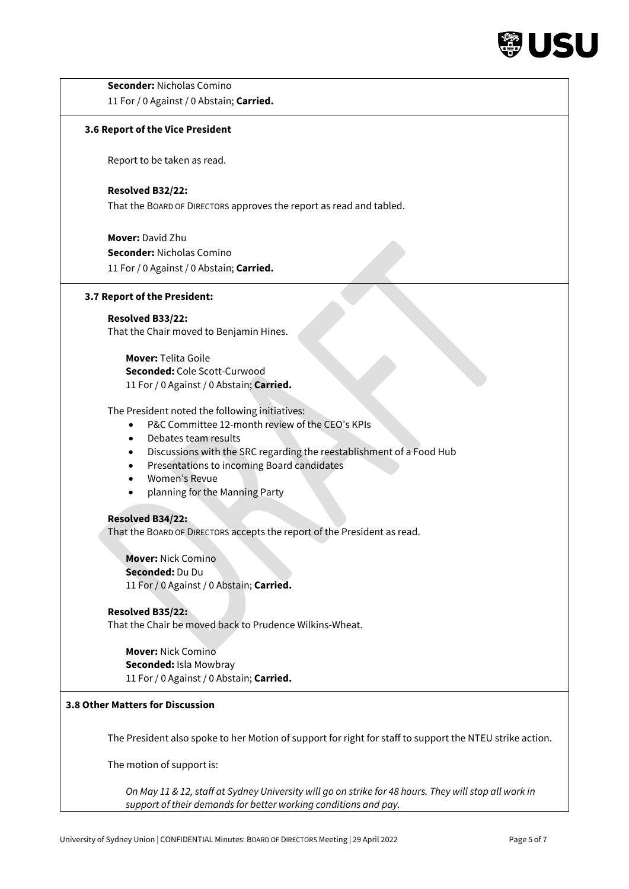**Seconder:** Nicholas Comino
11 For / 0 Against / 0 Abstain; **Carried.**

### 3.6 Report of the Vice President

Report to be taken as read.

**Resolved B32/22:**
That the BOARD OF DIRECTORS approves the report as read and tabled.

**Mover:** David Zhu
**Seconder:** Nicholas Comino
11 For / 0 Against / 0 Abstain; **Carried.**

### 3.7 Report of the President:

**Resolved B33/22:**
That the Chair moved to Benjamin Hines.

**Mover:** Telita Goile
**Seconded:** Cole Scott-Curwood
11 For / 0 Against / 0 Abstain; **Carried.**

The President noted the following initiatives:

- P&C Committee 12-month review of the CEO's KPIs
- Debates team results
- Discussions with the SRC regarding the reestablishment of a Food Hub
- Presentations to incoming Board candidates
- Women's Revue
- planning for the Manning Party

**Resolved B34/22:**
That the BOARD OF DIRECTORS accepts the report of the President as read.

**Mover:** Nick Comino
**Seconded:** Du Du
11 For / 0 Against / 0 Abstain; **Carried.**

**Resolved B35/22:**
That the Chair be moved back to Prudence Wilkins-Wheat.

**Mover:** Nick Comino
**Seconded:** Isla Mowbray
11 For / 0 Against / 0 Abstain; **Carried.**

### 3.8 Other Matters for Discussion

The President also spoke to her Motion of support for right for staff to support the NTEU strike action.

The motion of support is:

*On May 11 & 12, staff at Sydney University will go on strike for 48 hours. They will stop all work in support of their demands for better working conditions and pay.*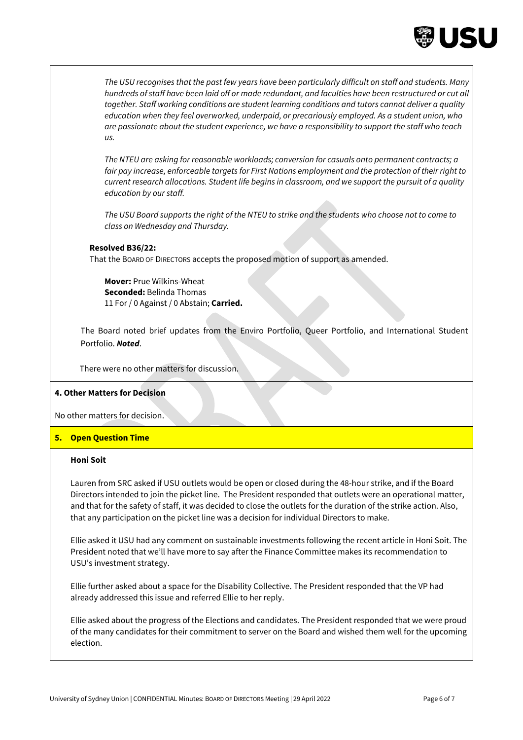*The USU recognises that the past few years have been particularly difficult on staff and students. Many hundreds of staff have been laid off or made redundant, and faculties have been restructured or cut all together. Staff working conditions are student learning conditions and tutors cannot deliver a quality education when they feel overworked, underpaid, or precariously employed. As a student union, who are passionate about the student experience, we have a responsibility to support the staff who teach us.*

*The NTEU are asking for reasonable workloads; conversion for casuals onto permanent contracts; a fair pay increase, enforceable targets for First Nations employment and the protection of their right to current research allocations. Student life begins in classroom, and we support the pursuit of a quality education by our staff.*

*The USU Board supports the right of the NTEU to strike and the students who choose not to come to class on Wednesday and Thursday.*

**Resolved B36/22:**
That the BOARD OF DIRECTORS accepts the proposed motion of support as amended.

**Mover:** Prue Wilkins-Wheat
**Seconded:** Belinda Thomas
11 For / 0 Against / 0 Abstain; **Carried.**

The Board noted brief updates from the Enviro Portfolio, Queer Portfolio, and International Student Portfolio. ***Noted***.

There were no other matters for discussion.

**4. Other Matters for Decision**

No other matters for decision.

**5. Open Question Time**

**Honi Soit**

Lauren from SRC asked if USU outlets would be open or closed during the 48-hour strike, and if the Board Directors intended to join the picket line. The President responded that outlets were an operational matter, and that for the safety of staff, it was decided to close the outlets for the duration of the strike action. Also, that any participation on the picket line was a decision for individual Directors to make.

Ellie asked it USU had any comment on sustainable investments following the recent article in Honi Soit. The President noted that we'll have more to say after the Finance Committee makes its recommendation to USU's investment strategy.

Ellie further asked about a space for the Disability Collective. The President responded that the VP had already addressed this issue and referred Ellie to her reply.

Ellie asked about the progress of the Elections and candidates. The President responded that we were proud of the many candidates for their commitment to server on the Board and wished them well for the upcoming election.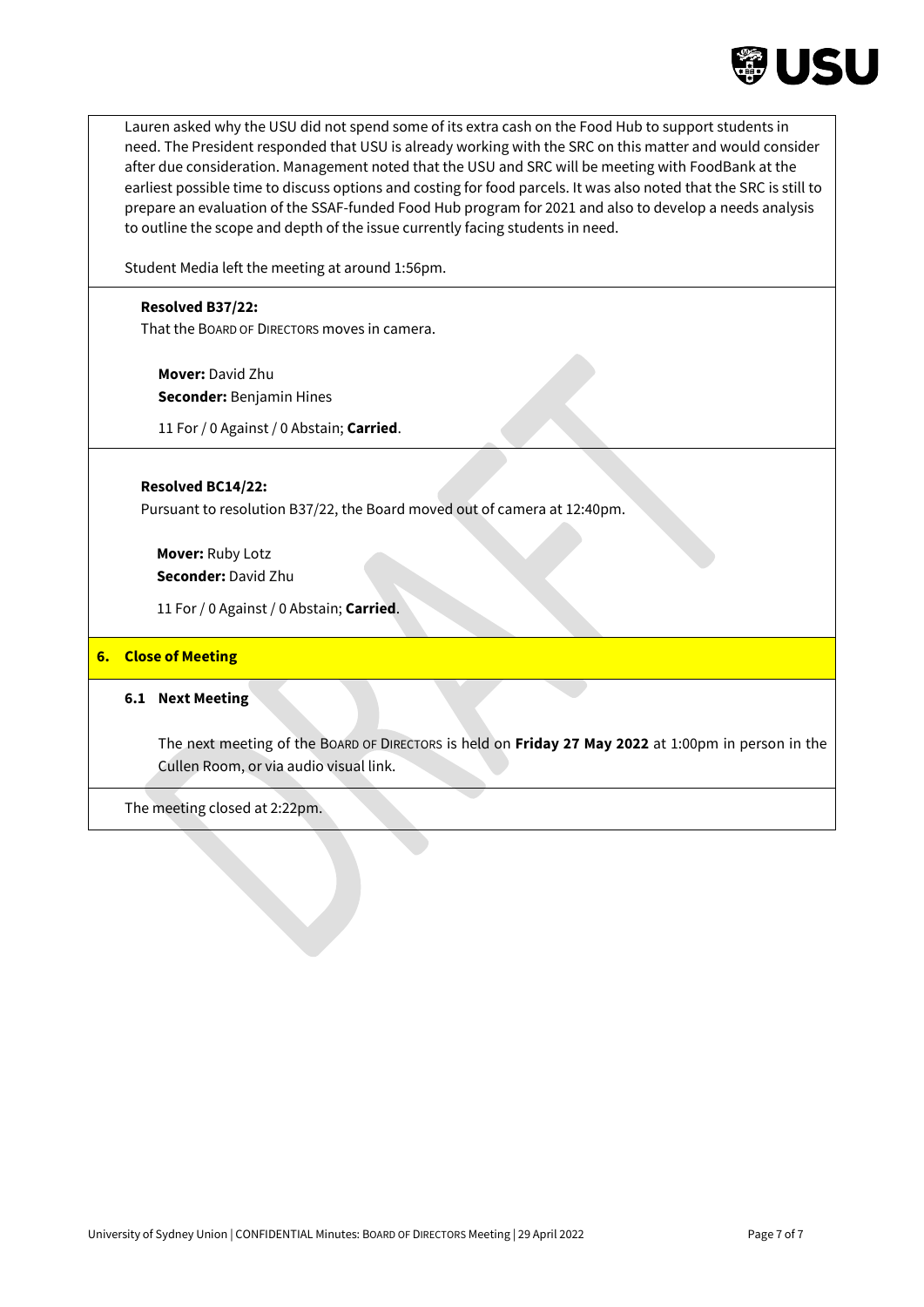Lauren asked why the USU did not spend some of its extra cash on the Food Hub to support students in need. The President responded that USU is already working with the SRC on this matter and would consider after due consideration. Management noted that the USU and SRC will be meeting with FoodBank at the earliest possible time to discuss options and costing for food parcels. It was also noted that the SRC is still to prepare an evaluation of the SSAF-funded Food Hub program for 2021 and also to develop a needs analysis to outline the scope and depth of the issue currently facing students in need.

Student Media left the meeting at around 1:56pm.

**Resolved B37/22:**
That the BOARD OF DIRECTORS moves in camera.

**Mover:** David Zhu
**Seconder:** Benjamin Hines

11 For / 0 Against / 0 Abstain; **Carried**.

**Resolved BC14/22:**
Pursuant to resolution B37/22, the Board moved out of camera at 12:40pm.

**Mover:** Ruby Lotz
**Seconder:** David Zhu

11 For / 0 Against / 0 Abstain; **Carried**.

## 6. Close of Meeting

### 6.1 Next Meeting

The next meeting of the BOARD OF DIRECTORS is held on **Friday 27 May 2022** at 1:00pm in person in the Cullen Room, or via audio visual link.

The meeting closed at 2:22pm.